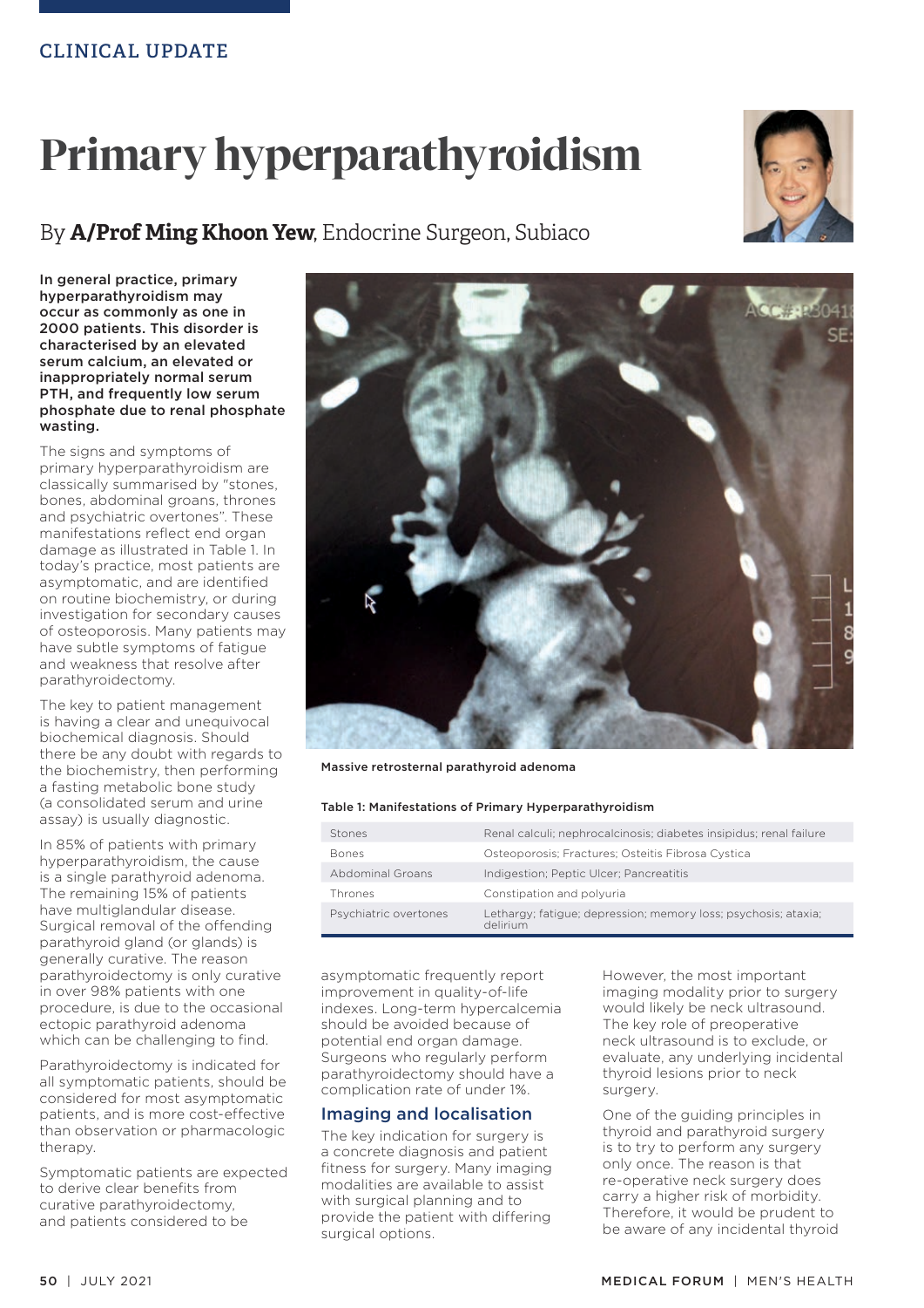CLINICAL UPDATE

# Primary hyperparathyroidism

By **A/Prof Ming Khoon Yew**, Endocrine Surgeon, Subiaco

**In general practice, primary hyperparathyroidism may occur as commonly as one in 2000 patients. This disorder is characterised by an elevated serum calcium, an elevated or inappropriately normal serum PTH, and frequently low serum phosphate due to renal phosphate wasting.**

The signs and symptoms of primary hyperparathyroidism are classically summarised by "stones, bones, abdominal groans, thrones and psychiatric overtones". These manifestations reflect end organ damage as illustrated in Table 1. In today's practice, most patients are asymptomatic, and are identified on routine biochemistry, or during investigation for secondary causes of osteoporosis. Many patients may have subtle symptoms of fatigue and weakness that resolve after parathyroidectomy.

The key to patient management is having a clear and unequivocal biochemical diagnosis. Should there be any doubt with regards to the biochemistry, then performing a fasting metabolic bone study (a consolidated serum and urine assay) is usually diagnostic.

In 85% of patients with primary hyperparathyroidism, the cause is a single parathyroid adenoma. The remaining 15% of patients have multiglandular disease. Surgical removal of the offending parathyroid gland (or glands) is generally curative. The reason parathyroidectomy is only curative in over 98% patients with one procedure, is due to the occasional ectopic parathyroid adenoma which can be challenging to find.

Parathyroidectomy is indicated for all symptomatic patients, should be considered for most asymptomatic patients, and is more cost-effective than observation or pharmacologic therapy.

Symptomatic patients are expected to derive clear benefits from curative parathyroidectomy, and patients considered to be asymptomatic frequently report improvement in quality-of-life indexes. Long-term hypercalcemia should be avoided because of potential end organ damage. Surgeons who regularly perform parathyroidectomy should have a complication rate of under 1%.

Massive retrosternal parathyroid adenoma

**Table 1: Manifestations of Primary Hyperparathyroidism**

| | |
|---|---|
| Stones | Renal calculi; nephrocalcinosis; diabetes insipidus; renal failure |
| Bones | Osteoporosis; Fractures; Osteitis Fibrosa Cystica |
| Abdominal Groans | Indigestion; Peptic Ulcer; Pancreatitis |
| Thrones | Constipation and polyuria |
| Psychiatric overtones | Lethargy; fatigue; depression; memory loss; psychosis; ataxia; delirium |

## Imaging and localisation

The key indication for surgery is a concrete diagnosis and patient fitness for surgery. Many imaging modalities are available to assist with surgical planning and to provide the patient with differing surgical options.

However, the most important imaging modality prior to surgery would likely be neck ultrasound. The key role of preoperative neck ultrasound is to exclude, or evaluate, any underlying incidental thyroid lesions prior to neck surgery.

One of the guiding principles in thyroid and parathyroid surgery is to try to perform any surgery only once. The reason is that re-operative neck surgery does carry a higher risk of morbidity. Therefore, it would be prudent to be aware of any incidental thyroid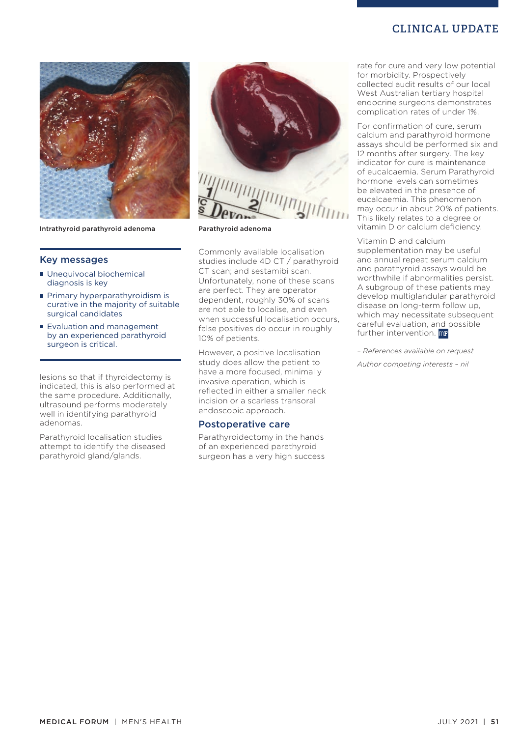Intrathyroid parathyroid adenoma

Parathyroid adenoma

## Key messages

- Unequivocal biochemical diagnosis is key
- Primary hyperparathyroidism is curative in the majority of suitable surgical candidates
- Evaluation and management by an experienced parathyroid surgeon is critical.

lesions so that if thyroidectomy is indicated, this is also performed at the same procedure. Additionally, ultrasound performs moderately well in identifying parathyroid adenomas.

Parathyroid localisation studies attempt to identify the diseased parathyroid gland/glands.

Commonly available localisation studies include 4D CT / parathyroid CT scan; and sestamibi scan. Unfortunately, none of these scans are perfect. They are operator dependent, roughly 30% of scans are not able to localise, and even when successful localisation occurs, false positives do occur in roughly 10% of patients.

However, a positive localisation study does allow the patient to have a more focused, minimally invasive operation, which is reflected in either a smaller neck incision or a scarless transoral endoscopic approach.

## Postoperative care

Parathyroidectomy in the hands of an experienced parathyroid surgeon has a very high success rate for cure and very low potential for morbidity. Prospectively collected audit results of our local West Australian tertiary hospital endocrine surgeons demonstrates complication rates of under 1%.

For confirmation of cure, serum calcium and parathyroid hormone assays should be performed six and 12 months after surgery. The key indicator for cure is maintenance of eucalcaemia. Serum Parathyroid hormone levels can sometimes be elevated in the presence of eucalcaemia. This phenomenon may occur in about 20% of patients. This likely relates to a degree or vitamin D or calcium deficiency.

Vitamin D and calcium supplementation may be useful and annual repeat serum calcium and parathyroid assays would be worthwhile if abnormalities persist. A subgroup of these patients may develop multiglandular parathyroid disease on long-term follow up, which may necessitate subsequent careful evaluation, and possible further intervention.

*– References available on request*

*Author competing interests – nil*